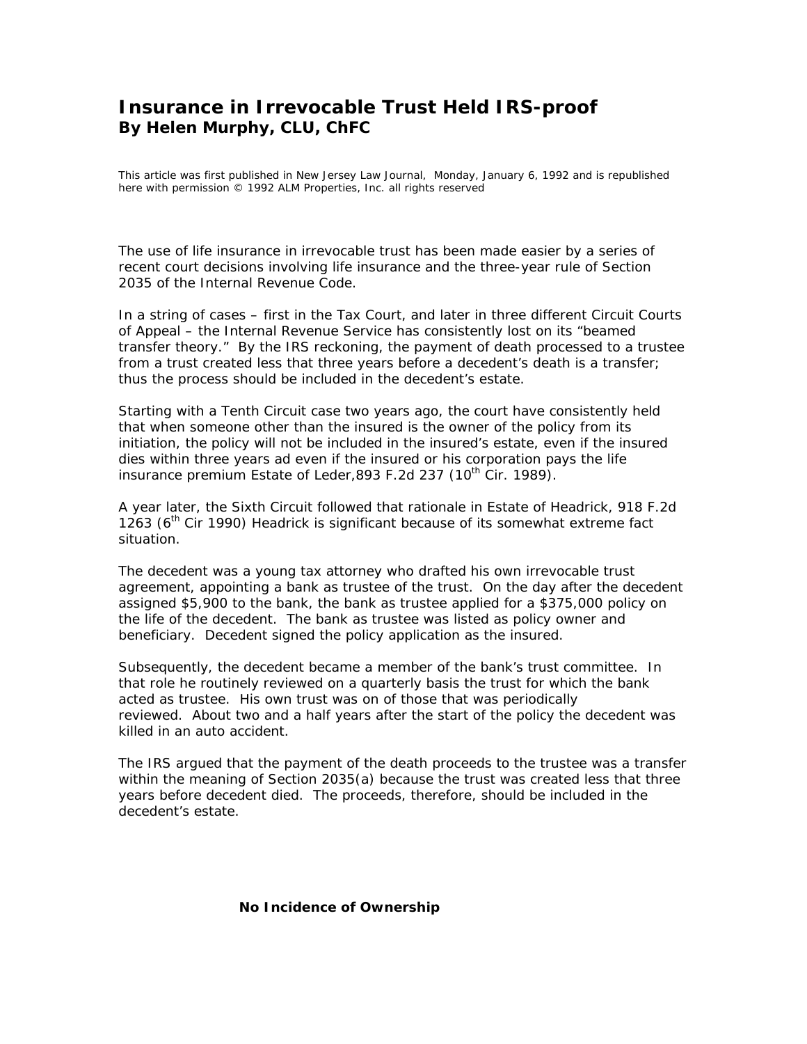# Insurance in Irrevocable Trust Held IRS-proof

**By Helen Murphy, CLU, ChFC**

This article was first published in New Jersey Law Journal, Monday, January 6, 1992 and is republished here with permission © 1992 ALM Properties, Inc. all rights reserved

The use of life insurance in irrevocable trust has been made easier by a series of recent court decisions involving life insurance and the three-year rule of Section 2035 of the Internal Revenue Code.

In a string of cases – first in the Tax Court, and later in three different Circuit Courts of Appeal – the Internal Revenue Service has consistently lost on its "beamed transfer theory." By the IRS reckoning, the payment of death processed to a trustee from a trust created less that three years before a decedent's death is a transfer; thus the process should be included in the decedent's estate.

Starting with a Tenth Circuit case two years ago, the court have consistently held that when someone other than the insured is the owner of the policy from its initiation, the policy will not be included in the insured's estate, even if the insured dies within three years ad even if the insured or his corporation pays the life insurance premium Estate of Leder,893 F.2d 237 (10th Cir. 1989).

A year later, the Sixth Circuit followed that rationale in Estate of Headrick, 918 F.2d 1263 (6th Cir 1990) Headrick is significant because of its somewhat extreme fact situation.

The decedent was a young tax attorney who drafted his own irrevocable trust agreement, appointing a bank as trustee of the trust. On the day after the decedent assigned $5,900 to the bank, the bank as trustee applied for a $375,000 policy on the life of the decedent. The bank as trustee was listed as policy owner and beneficiary. Decedent signed the policy application as the insured.

Subsequently, the decedent became a member of the bank's trust committee. In that role he routinely reviewed on a quarterly basis the trust for which the bank acted as trustee. His own trust was on of those that was periodically reviewed. About two and a half years after the start of the policy the decedent was killed in an auto accident.

The IRS argued that the payment of the death proceeds to the trustee was a transfer within the meaning of Section 2035(a) because the trust was created less that three years before decedent died. The proceeds, therefore, should be included in the decedent's estate.

## No Incidence of Ownership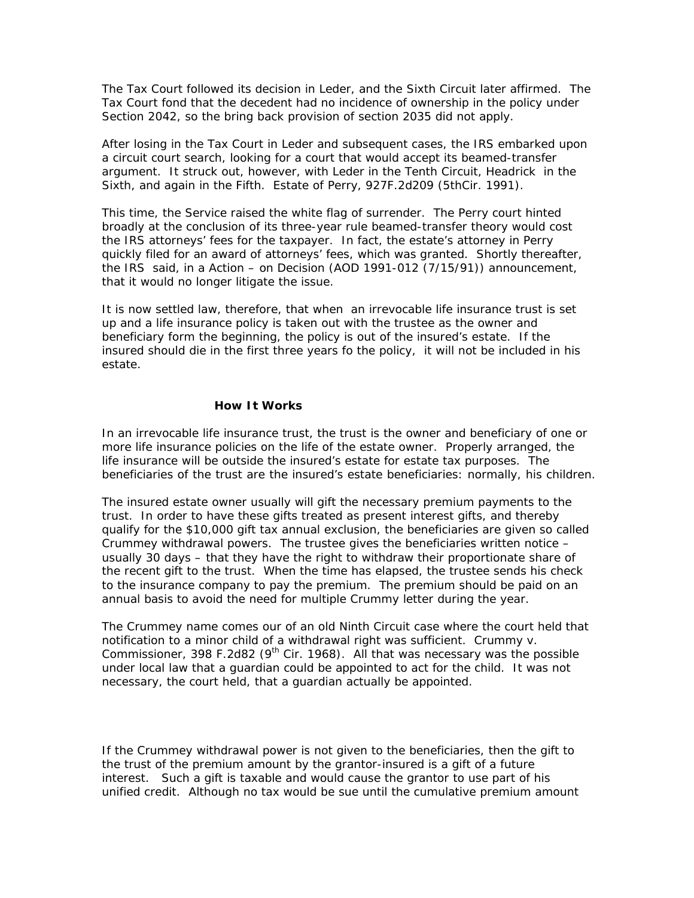The Tax Court followed its decision in Leder, and the Sixth Circuit later affirmed. The Tax Court fond that the decedent had no incidence of ownership in the policy under Section 2042, so the bring back provision of section 2035 did not apply.

After losing in the Tax Court in Leder and subsequent cases, the IRS embarked upon a circuit court search, looking for a court that would accept its beamed-transfer argument. It struck out, however, with Leder in the Tenth Circuit, Headrick in the Sixth, and again in the Fifth. Estate of Perry, 927F.2d209 (5thCir. 1991).

This time, the Service raised the white flag of surrender. The Perry court hinted broadly at the conclusion of its three-year rule beamed-transfer theory would cost the IRS attorneys' fees for the taxpayer. In fact, the estate's attorney in Perry quickly filed for an award of attorneys' fees, which was granted. Shortly thereafter, the IRS said, in a Action – on Decision (AOD 1991-012 (7/15/91)) announcement, that it would no longer litigate the issue.

It is now settled law, therefore, that when an irrevocable life insurance trust is set up and a life insurance policy is taken out with the trustee as the owner and beneficiary form the beginning, the policy is out of the insured's estate. If the insured should die in the first three years fo the policy, it will not be included in his estate.

## How It Works

In an irrevocable life insurance trust, the trust is the owner and beneficiary of one or more life insurance policies on the life of the estate owner. Properly arranged, the life insurance will be outside the insured's estate for estate tax purposes. The beneficiaries of the trust are the insured's estate beneficiaries: normally, his children.

The insured estate owner usually will gift the necessary premium payments to the trust. In order to have these gifts treated as present interest gifts, and thereby qualify for the $10,000 gift tax annual exclusion, the beneficiaries are given so called Crummey withdrawal powers. The trustee gives the beneficiaries written notice – usually 30 days – that they have the right to withdraw their proportionate share of the recent gift to the trust. When the time has elapsed, the trustee sends his check to the insurance company to pay the premium. The premium should be paid on an annual basis to avoid the need for multiple Crummy letter during the year.

The Crummey name comes our of an old Ninth Circuit case where the court held that notification to a minor child of a withdrawal right was sufficient. Crummy v. Commissioner, 398 F.2d82 (9th Cir. 1968). All that was necessary was the possible under local law that a guardian could be appointed to act for the child. It was not necessary, the court held, that a guardian actually be appointed.

If the Crummey withdrawal power is not given to the beneficiaries, then the gift to the trust of the premium amount by the grantor-insured is a gift of a future interest. Such a gift is taxable and would cause the grantor to use part of his unified credit. Although no tax would be sue until the cumulative premium amount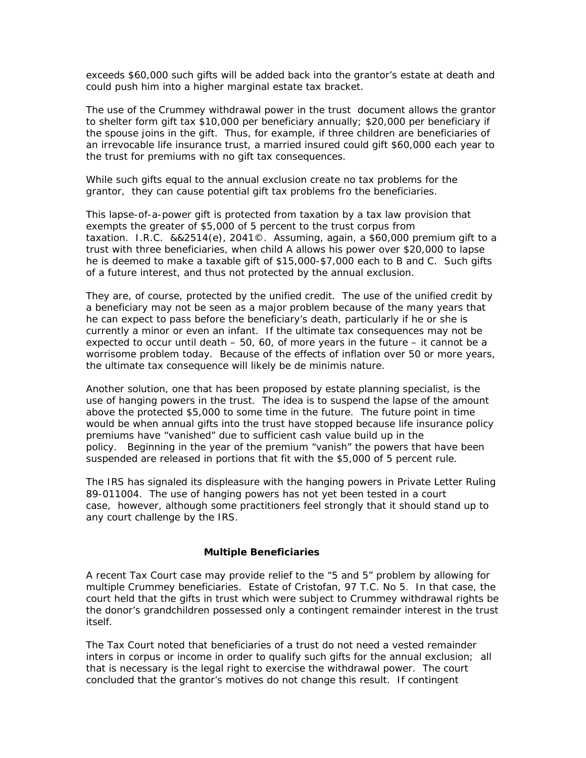exceeds $60,000 such gifts will be added back into the grantor's estate at death and could push him into a higher marginal estate tax bracket.

The use of the Crummey withdrawal power in the trust document allows the grantor to shelter form gift tax $10,000 per beneficiary annually; $20,000 per beneficiary if the spouse joins in the gift. Thus, for example, if three children are beneficiaries of an irrevocable life insurance trust, a married insured could gift $60,000 each year to the trust for premiums with no gift tax consequences.

While such gifts equal to the annual exclusion create no tax problems for the grantor, they can cause potential gift tax problems fro the beneficiaries.

This lapse-of-a-power gift is protected from taxation by a tax law provision that exempts the greater of $5,000 of 5 percent to the trust corpus from taxation. I.R.C. &&2514(e), 2041©. Assuming, again, a $60,000 premium gift to a trust with three beneficiaries, when child A allows his power over $20,000 to lapse he is deemed to make a taxable gift of $15,000-$7,000 each to B and C. Such gifts of a future interest, and thus not protected by the annual exclusion.

They are, of course, protected by the unified credit. The use of the unified credit by a beneficiary may not be seen as a major problem because of the many years that he can expect to pass before the beneficiary's death, particularly if he or she is currently a minor or even an infant. If the ultimate tax consequences may not be expected to occur until death – 50, 60, of more years in the future – it cannot be a worrisome problem today. Because of the effects of inflation over 50 or more years, the ultimate tax consequence will likely be de minimis nature.

Another solution, one that has been proposed by estate planning specialist, is the use of hanging powers in the trust. The idea is to suspend the lapse of the amount above the protected $5,000 to some time in the future. The future point in time would be when annual gifts into the trust have stopped because life insurance policy premiums have "vanished" due to sufficient cash value build up in the policy. Beginning in the year of the premium "vanish" the powers that have been suspended are released in portions that fit with the $5,000 of 5 percent rule.

The IRS has signaled its displeasure with the hanging powers in Private Letter Ruling 89-011004. The use of hanging powers has not yet been tested in a court case, however, although some practitioners feel strongly that it should stand up to any court challenge by the IRS.

## Multiple Beneficiaries

A recent Tax Court case may provide relief to the "5 and 5" problem by allowing for multiple Crummey beneficiaries. Estate of Cristofan, 97 T.C. No 5. In that case, the court held that the gifts in trust which were subject to Crummey withdrawal rights be the donor's grandchildren possessed only a contingent remainder interest in the trust itself.

The Tax Court noted that beneficiaries of a trust do not need a vested remainder inters in corpus or income in order to qualify such gifts for the annual exclusion; all that is necessary is the legal right to exercise the withdrawal power. The court concluded that the grantor's motives do not change this result. If contingent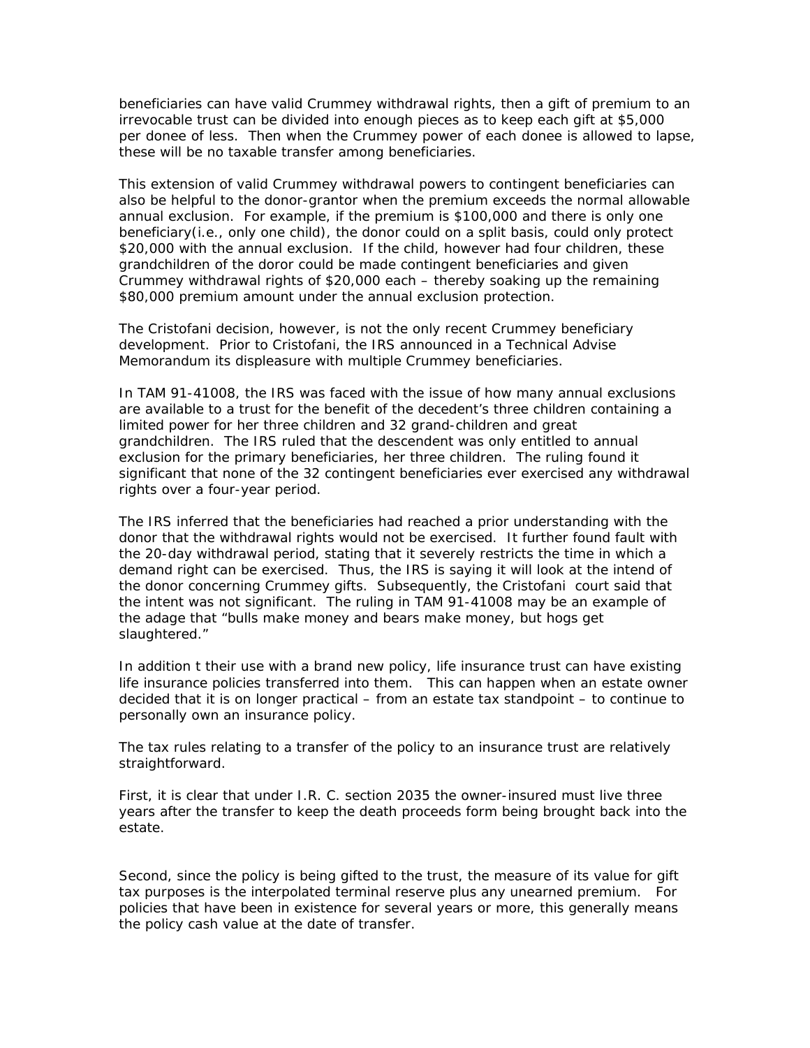beneficiaries can have valid Crummey withdrawal rights, then a gift of premium to an irrevocable trust can be divided into enough pieces as to keep each gift at $5,000 per donee of less. Then when the Crummey power of each donee is allowed to lapse, these will be no taxable transfer among beneficiaries.

This extension of valid Crummey withdrawal powers to contingent beneficiaries can also be helpful to the donor-grantor when the premium exceeds the normal allowable annual exclusion. For example, if the premium is $100,000 and there is only one beneficiary(i.e., only one child), the donor could on a split basis, could only protect $20,000 with the annual exclusion. If the child, however had four children, these grandchildren of the doror could be made contingent beneficiaries and given Crummey withdrawal rights of $20,000 each – thereby soaking up the remaining $80,000 premium amount under the annual exclusion protection.

The Cristofani decision, however, is not the only recent Crummey beneficiary development. Prior to Cristofani, the IRS announced in a Technical Advise Memorandum its displeasure with multiple Crummey beneficiaries.

In TAM 91-41008, the IRS was faced with the issue of how many annual exclusions are available to a trust for the benefit of the decedent's three children containing a limited power for her three children and 32 grand-children and great grandchildren. The IRS ruled that the descendent was only entitled to annual exclusion for the primary beneficiaries, her three children. The ruling found it significant that none of the 32 contingent beneficiaries ever exercised any withdrawal rights over a four-year period.

The IRS inferred that the beneficiaries had reached a prior understanding with the donor that the withdrawal rights would not be exercised. It further found fault with the 20-day withdrawal period, stating that it severely restricts the time in which a demand right can be exercised. Thus, the IRS is saying it will look at the intend of the donor concerning Crummey gifts. Subsequently, the Cristofani court said that the intent was not significant. The ruling in TAM 91-41008 may be an example of the adage that "bulls make money and bears make money, but hogs get slaughtered."

In addition t their use with a brand new policy, life insurance trust can have existing life insurance policies transferred into them. This can happen when an estate owner decided that it is on longer practical – from an estate tax standpoint – to continue to personally own an insurance policy.

The tax rules relating to a transfer of the policy to an insurance trust are relatively straightforward.

First, it is clear that under I.R. C. section 2035 the owner-insured must live three years after the transfer to keep the death proceeds form being brought back into the estate.

Second, since the policy is being gifted to the trust, the measure of its value for gift tax purposes is the interpolated terminal reserve plus any unearned premium. For policies that have been in existence for several years or more, this generally means the policy cash value at the date of transfer.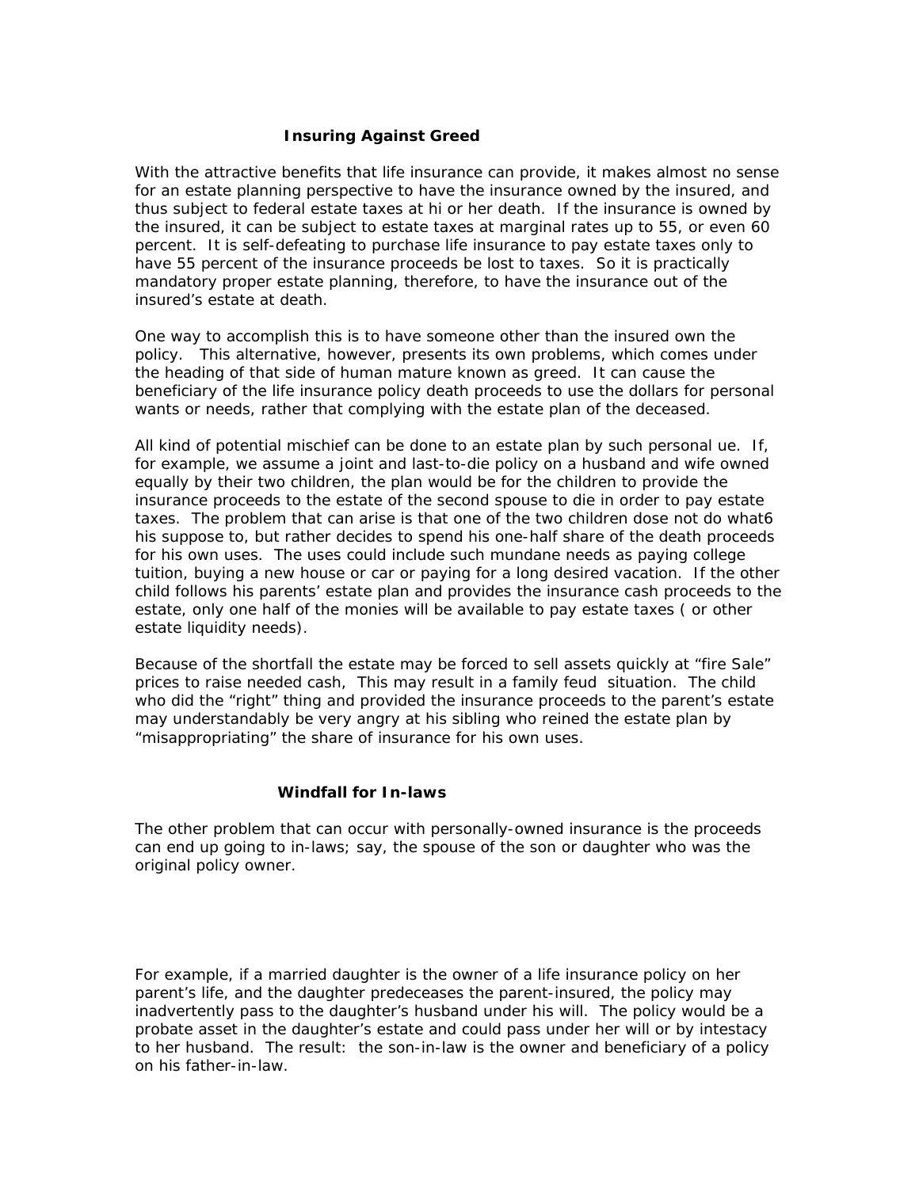## Insuring Against Greed

With the attractive benefits that life insurance can provide, it makes almost no sense for an estate planning perspective to have the insurance owned by the insured, and thus subject to federal estate taxes at hi or her death. If the insurance is owned by the insured, it can be subject to estate taxes at marginal rates up to 55, or even 60 percent. It is self-defeating to purchase life insurance to pay estate taxes only to have 55 percent of the insurance proceeds be lost to taxes. So it is practically mandatory proper estate planning, therefore, to have the insurance out of the insured's estate at death.

One way to accomplish this is to have someone other than the insured own the policy. This alternative, however, presents its own problems, which comes under the heading of that side of human mature known as greed. It can cause the beneficiary of the life insurance policy death proceeds to use the dollars for personal wants or needs, rather that complying with the estate plan of the deceased.

All kind of potential mischief can be done to an estate plan by such personal ue. If, for example, we assume a joint and last-to-die policy on a husband and wife owned equally by their two children, the plan would be for the children to provide the insurance proceeds to the estate of the second spouse to die in order to pay estate taxes. The problem that can arise is that one of the two children dose not do what6 his suppose to, but rather decides to spend his one-half share of the death proceeds for his own uses. The uses could include such mundane needs as paying college tuition, buying a new house or car or paying for a long desired vacation. If the other child follows his parents' estate plan and provides the insurance cash proceeds to the estate, only one half of the monies will be available to pay estate taxes ( or other estate liquidity needs).

Because of the shortfall the estate may be forced to sell assets quickly at "fire Sale" prices to raise needed cash, This may result in a family feud situation. The child who did the "right" thing and provided the insurance proceeds to the parent's estate may understandably be very angry at his sibling who reined the estate plan by "misappropriating" the share of insurance for his own uses.

## Windfall for In-laws

The other problem that can occur with personally-owned insurance is the proceeds can end up going to in-laws; say, the spouse of the son or daughter who was the original policy owner.

For example, if a married daughter is the owner of a life insurance policy on her parent's life, and the daughter predeceases the parent-insured, the policy may inadvertently pass to the daughter's husband under his will. The policy would be a probate asset in the daughter's estate and could pass under her will or by intestacy to her husband. The result: the son-in-law is the owner and beneficiary of a policy on his father-in-law.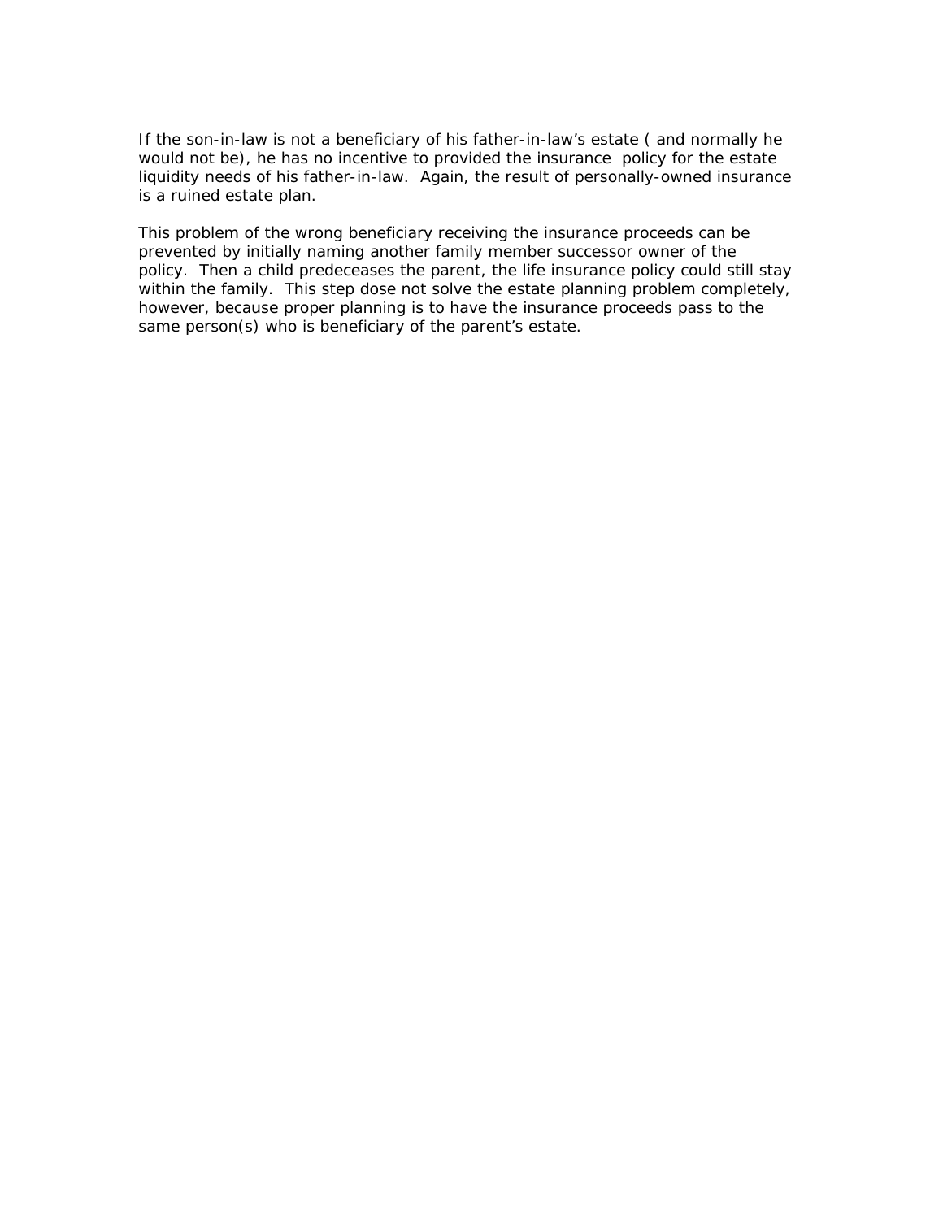If the son-in-law is not a beneficiary of his father-in-law's estate ( and normally he would not be), he has no incentive to provided the insurance policy for the estate liquidity needs of his father-in-law. Again, the result of personally-owned insurance is a ruined estate plan.

This problem of the wrong beneficiary receiving the insurance proceeds can be prevented by initially naming another family member successor owner of the policy. Then a child predeceases the parent, the life insurance policy could still stay within the family. This step dose not solve the estate planning problem completely, however, because proper planning is to have the insurance proceeds pass to the same person(s) who is beneficiary of the parent's estate.